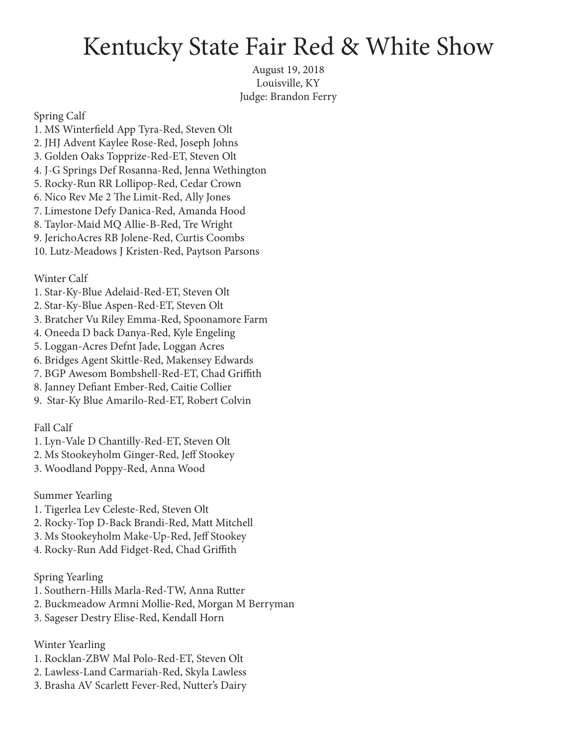# Kentucky State Fair Red & White Show

August 19, 2018
Louisville, KY
Judge: Brandon Ferry

Spring Calf
1. MS Winterfield App Tyra-Red, Steven Olt
2. JHJ Advent Kaylee Rose-Red, Joseph Johns
3. Golden Oaks Topprize-Red-ET, Steven Olt
4. J-G Springs Def Rosanna-Red, Jenna Wethington
5. Rocky-Run RR Lollipop-Red, Cedar Crown
6. Nico Rev Me 2 The Limit-Red, Ally Jones
7. Limestone Defy Danica-Red, Amanda Hood
8. Taylor-Maid MQ Allie-B-Red, Tre Wright
9. JerichoAcres RB Jolene-Red, Curtis Coombs
10. Lutz-Meadows J Kristen-Red, Paytson Parsons

Winter Calf
1. Star-Ky-Blue Adelaid-Red-ET, Steven Olt
2. Star-Ky-Blue Aspen-Red-ET, Steven Olt
3. Bratcher Vu Riley Emma-Red, Spoonamore Farm
4. Oneeda D back Danya-Red, Kyle Engeling
5. Loggan-Acres Defnt Jade, Loggan Acres
6. Bridges Agent Skittle-Red, Makensey Edwards
7. BGP Awesom Bombshell-Red-ET, Chad Griffith
8. Janney Defiant Ember-Red, Caitie Collier
9. Star-Ky Blue Amarilo-Red-ET, Robert Colvin

Fall Calf
1. Lyn-Vale D Chantilly-Red-ET, Steven Olt
2. Ms Stookeyholm Ginger-Red, Jeff Stookey
3. Woodland Poppy-Red, Anna Wood

Summer Yearling
1. Tigerlea Lev Celeste-Red, Steven Olt
2. Rocky-Top D-Back Brandi-Red, Matt Mitchell
3. Ms Stookeyholm Make-Up-Red, Jeff Stookey
4. Rocky-Run Add Fidget-Red, Chad Griffith

Spring Yearling
1. Southern-Hills Marla-Red-TW, Anna Rutter
2. Buckmeadow Armni Mollie-Red, Morgan M Berryman
3. Sageser Destry Elise-Red, Kendall Horn

Winter Yearling
1. Rocklan-ZBW Mal Polo-Red-ET, Steven Olt
2. Lawless-Land Carmariah-Red, Skyla Lawless
3. Brasha AV Scarlett Fever-Red, Nutter's Dairy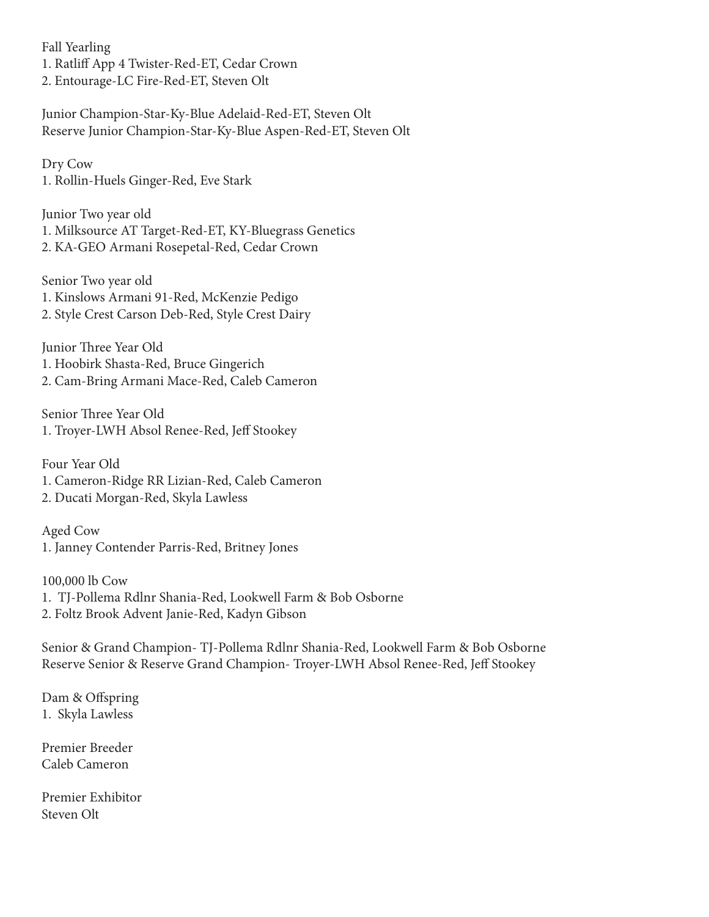Fall Yearling

1. Ratliff App 4 Twister-Red-ET, Cedar Crown
2. Entourage-LC Fire-Red-ET, Steven Olt

Junior Champion-Star-Ky-Blue Adelaid-Red-ET, Steven Olt
Reserve Junior Champion-Star-Ky-Blue Aspen-Red-ET, Steven Olt

Dry Cow

1. Rollin-Huels Ginger-Red, Eve Stark

Junior Two year old

1. Milksource AT Target-Red-ET, KY-Bluegrass Genetics
2. KA-GEO Armani Rosepetal-Red, Cedar Crown

Senior Two year old

1. Kinslows Armani 91-Red, McKenzie Pedigo
2. Style Crest Carson Deb-Red, Style Crest Dairy

Junior Three Year Old

1. Hoobirk Shasta-Red, Bruce Gingerich
2. Cam-Bring Armani Mace-Red, Caleb Cameron

Senior Three Year Old

1. Troyer-LWH Absol Renee-Red, Jeff Stookey

Four Year Old

1. Cameron-Ridge RR Lizian-Red, Caleb Cameron
2. Ducati Morgan-Red, Skyla Lawless

Aged Cow

1. Janney Contender Parris-Red, Britney Jones

100,000 lb Cow

1. TJ-Pollema Rdlnr Shania-Red, Lookwell Farm & Bob Osborne
2. Foltz Brook Advent Janie-Red, Kadyn Gibson

Senior & Grand Champion- TJ-Pollema Rdlnr Shania-Red, Lookwell Farm & Bob Osborne
Reserve Senior & Reserve Grand Champion- Troyer-LWH Absol Renee-Red, Jeff Stookey

Dam & Offspring

1. Skyla Lawless

Premier Breeder
Caleb Cameron

Premier Exhibitor
Steven Olt